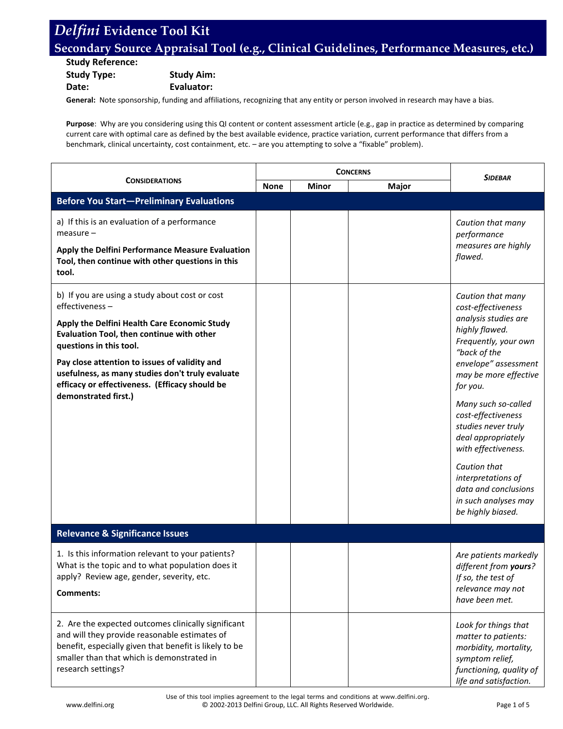# *Delfini* Evidence Tool Kit

## Secondary Source Appraisal Tool (e.g., Clinical Guidelines, Performance Measures, etc.)

**Study Reference:**

**Study Type:** **Study Aim:**

**Date:** **Evaluator:**

**General:** Note sponsorship, funding and affiliations, recognizing that any entity or person involved in research may have a bias.

**Purpose**: Why are you considering using this QI content or content assessment article (e.g., gap in practice as determined by comparing current care with optimal care as defined by the best available evidence, practice variation, current performance that differs from a benchmark, clinical uncertainty, cost containment, etc. – are you attempting to solve a "fixable" problem).

| CONSIDERATIONS | CONCERNS | | | *SIDEBAR* |
|---|---|---|---|---|
| | None | Minor | Major | |
| **Before You Start—Preliminary Evaluations** | | | | |
| a) If this is an evaluation of a performance measure – **Apply the Delfini Performance Measure Evaluation Tool, then continue with other questions in this tool.** | | | | *Caution that many performance measures are highly flawed.* |
| b) If you are using a study about cost or cost effectiveness – **Apply the Delfini Health Care Economic Study Evaluation Tool, then continue with other questions in this tool.** **Pay close attention to issues of validity and usefulness, as many studies don't truly evaluate efficacy or effectiveness. (Efficacy should be demonstrated first.)** | | | | *Caution that many cost-effectiveness analysis studies are highly flawed. Frequently, your own "back of the envelope" assessment may be more effective for you.* *Many such so-called cost-effectiveness studies never truly deal appropriately with effectiveness.* *Caution that interpretations of data and conclusions in such analyses may be highly biased.* |
| **Relevance & Significance Issues** | | | | |
| 1. Is this information relevant to your patients? What is the topic and to what population does it apply? Review age, gender, severity, etc. **Comments:** | | | | *Are patients markedly different from **yours**? If so, the test of relevance may not have been met.* |
| 2. Are the expected outcomes clinically significant and will they provide reasonable estimates of benefit, especially given that benefit is likely to be smaller than that which is demonstrated in research settings? | | | | *Look for things that matter to patients: morbidity, mortality, symptom relief, functioning, quality of life and satisfaction.* |

Use of this tool implies agreement to the legal terms and conditions at www.delfini.org.
© 2002-2013 Delfini Group, LLC. All Rights Reserved Worldwide.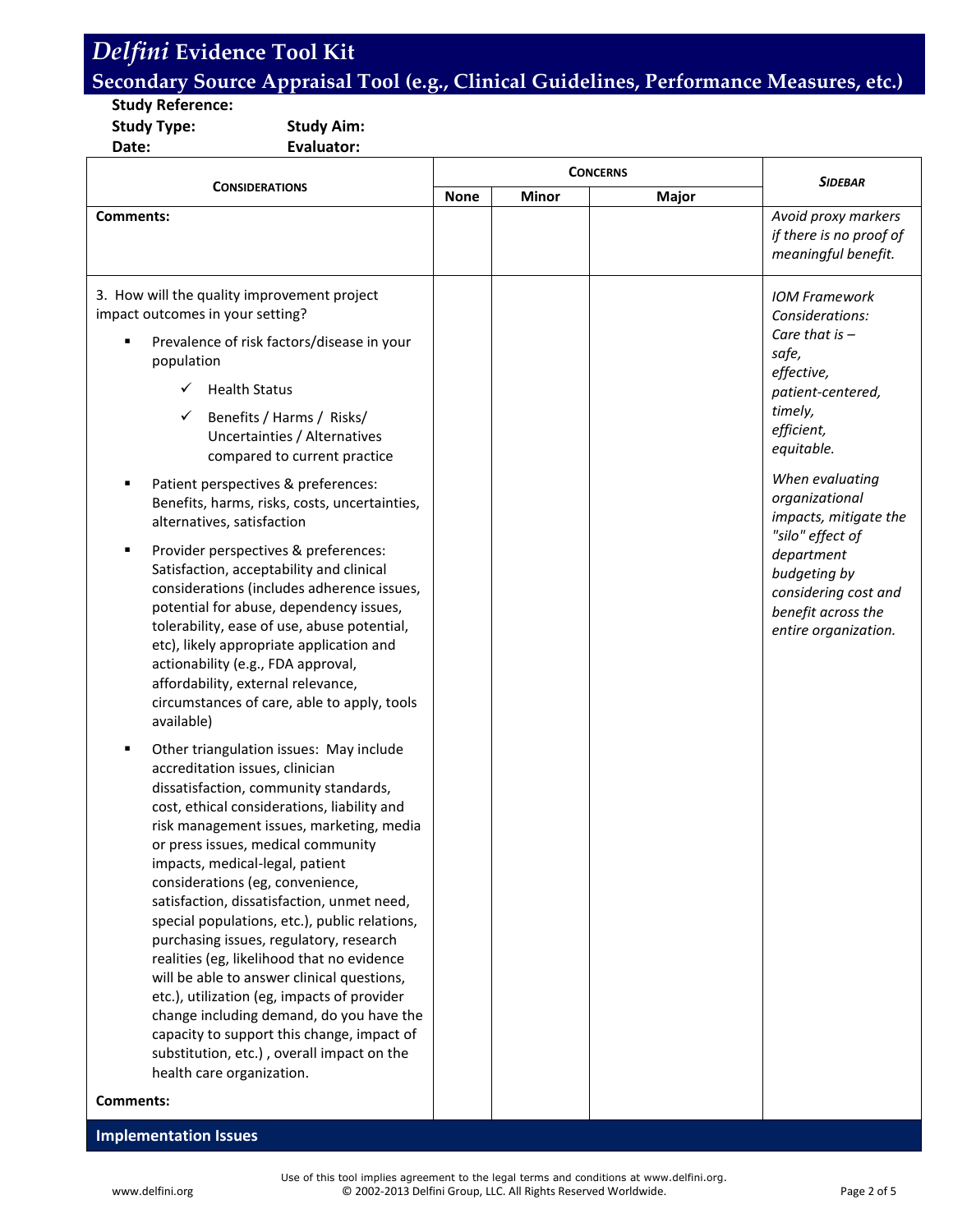# *Delfini* Evidence Tool Kit

## Secondary Source Appraisal Tool (e.g., Clinical Guidelines, Performance Measures, etc.)

**Study Reference:**

**Study Type:** **Study Aim:**

**Date:** **Evaluator:**

| CONSIDERATIONS | CONCERNS | | | *SIDEBAR* |
|---|---|---|---|---|
| | None | Minor | Major | |
| **Comments:** | | | | *Avoid proxy markers if there is no proof of meaningful benefit.* |
| 3. How will the quality improvement project impact outcomes in your setting?<br>▪ Prevalence of risk factors/disease in your population<br>✓ Health Status<br>✓ Benefits / Harms / Risks/ Uncertainties / Alternatives compared to current practice<br>▪ Patient perspectives & preferences: Benefits, harms, risks, costs, uncertainties, alternatives, satisfaction<br>▪ Provider perspectives & preferences: Satisfaction, acceptability and clinical considerations (includes adherence issues, potential for abuse, dependency issues, tolerability, ease of use, abuse potential, etc), likely appropriate application and actionability (e.g., FDA approval, affordability, external relevance, circumstances of care, able to apply, tools available)<br>▪ Other triangulation issues: May include accreditation issues, clinician dissatisfaction, community standards, cost, ethical considerations, liability and risk management issues, marketing, media or press issues, medical community impacts, medical-legal, patient considerations (eg, convenience, satisfaction, dissatisfaction, unmet need, special populations, etc.), public relations, purchasing issues, regulatory, research realities (eg, likelihood that no evidence will be able to answer clinical questions, etc.), utilization (eg, impacts of provider change including demand, do you have the capacity to support this change, impact of substitution, etc.) , overall impact on the health care organization.<br>**Comments:** | | | | *IOM Framework Considerations: Care that is – safe, effective, patient-centered, timely, efficient, equitable.*<br>*When evaluating organizational impacts, mitigate the "silo" effect of department budgeting by considering cost and benefit across the entire organization.* |
| **Implementation Issues** | | | | |

Use of this tool implies agreement to the legal terms and conditions at www.delfini.org.
© 2002-2013 Delfini Group, LLC. All Rights Reserved Worldwide.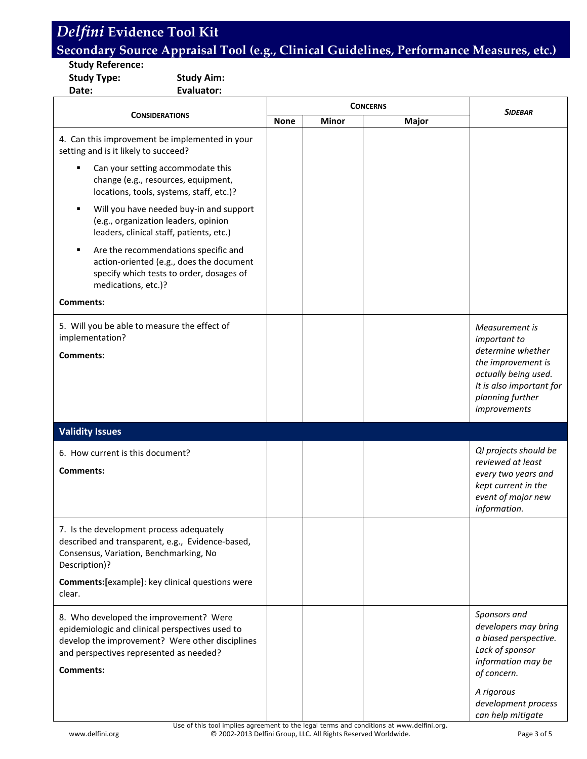# *Delfini* Evidence Tool Kit

## Secondary Source Appraisal Tool (e.g., Clinical Guidelines, Performance Measures, etc.)

**Study Reference:**

**Study Type:** **Study Aim:**

**Date:** **Evaluator:**

| **CONSIDERATIONS** | **CONCERNS** | | | ***SIDEBAR*** |
|---|---|---|---|---|
| | **None** | **Minor** | **Major** | |
| 4. Can this improvement be implemented in your setting and is it likely to succeed?<br>▪ Can your setting accommodate this change (e.g., resources, equipment, locations, tools, systems, staff, etc.)?<br>▪ Will you have needed buy-in and support (e.g., organization leaders, opinion leaders, clinical staff, patients, etc.)<br>▪ Are the recommendations specific and action-oriented (e.g., does the document specify which tests to order, dosages of medications, etc.)?<br>**Comments:** | | | | |
| 5. Will you be able to measure the effect of implementation?<br>**Comments:** | | | | *Measurement is important to determine whether the improvement is actually being used. It is also important for planning further improvements* |
| **Validity Issues** | | | | |
| 6. How current is this document?<br>**Comments:** | | | | *QI projects should be reviewed at least every two years and kept current in the event of major new information.* |
| 7. Is the development process adequately described and transparent, e.g., Evidence-based, Consensus, Variation, Benchmarking, No Description)?<br>**Comments:[**example]: key clinical questions were clear. | | | | |
| 8. Who developed the improvement? Were epidemiologic and clinical perspectives used to develop the improvement? Were other disciplines and perspectives represented as needed?<br>**Comments:** | | | | *Sponsors and developers may bring a biased perspective. Lack of sponsor information may be of concern.*<br>*A rigorous development process can help mitigate* |

Use of this tool implies agreement to the legal terms and conditions at www.delfini.org.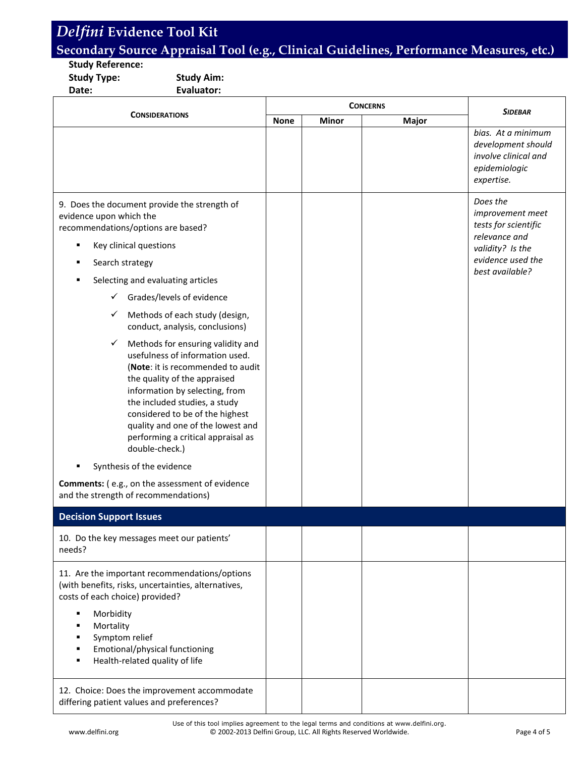# *Delfini* Evidence Tool Kit

## Secondary Source Appraisal Tool (e.g., Clinical Guidelines, Performance Measures, etc.)

**Study Reference:**
**Study Type:** **Study Aim:**
**Date:** **Evaluator:**

| Considerations | Concerns | | | *Sidebar* |
|---|---|---|---|---|
| | None | Minor | Major | |
| | | | | *bias. At a minimum development should involve clinical and epidemiologic expertise.* |
| 9. Does the document provide the strength of evidence upon which the recommendations/options are based?<br>▪ Key clinical questions<br>▪ Search strategy<br>▪ Selecting and evaluating articles<br>✓ Grades/levels of evidence<br>✓ Methods of each study (design, conduct, analysis, conclusions)<br>✓ Methods for ensuring validity and usefulness of information used. (**Note**: it is recommended to audit the quality of the appraised information by selecting, from the included studies, a study considered to be of the highest quality and one of the lowest and performing a critical appraisal as double-check.)<br>▪ Synthesis of the evidence<br>**Comments:** ( e.g., on the assessment of evidence and the strength of recommendations) | | | | *Does the improvement meet tests for scientific relevance and validity? Is the evidence used the best available?* |
| **Decision Support Issues** | | | | |
| 10. Do the key messages meet our patients' needs? | | | | |
| 11. Are the important recommendations/options (with benefits, risks, uncertainties, alternatives, costs of each choice) provided?<br>▪ Morbidity<br>▪ Mortality<br>▪ Symptom relief<br>▪ Emotional/physical functioning<br>▪ Health-related quality of life | | | | |
| 12. Choice: Does the improvement accommodate differing patient values and preferences? | | | | |

Use of this tool implies agreement to the legal terms and conditions at www.delfini.org.
© 2002-2013 Delfini Group, LLC. All Rights Reserved Worldwide.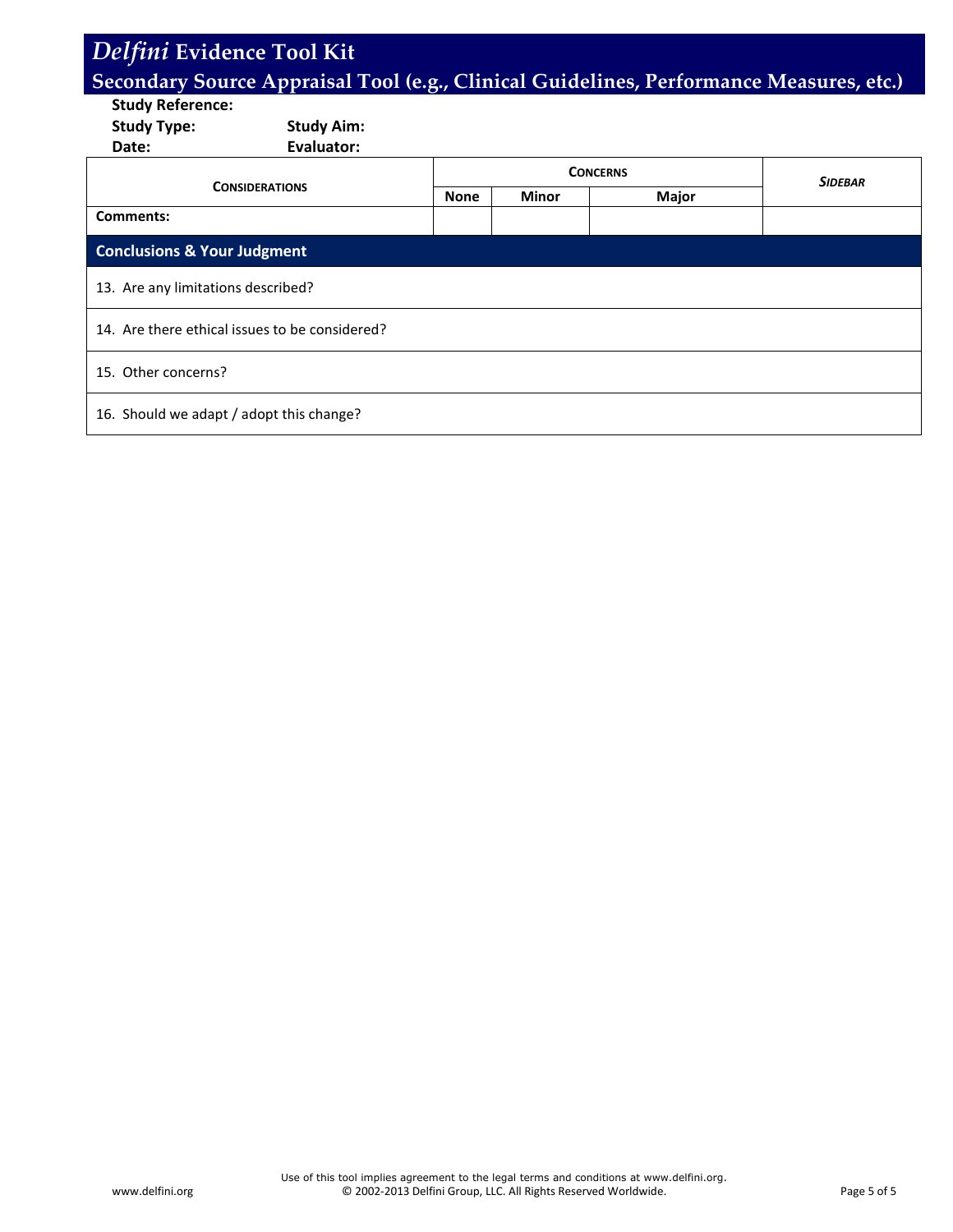# *Delfini* Evidence Tool Kit

## Secondary Source Appraisal Tool (e.g., Clinical Guidelines, Performance Measures, etc.)

**Study Reference:**

**Study Type:** **Study Aim:**

**Date:** **Evaluator:**

| CONSIDERATIONS | CONCERNS | | | *SIDEBAR* |
|---|---|---|---|---|
| | **None** | **Minor** | **Major** | |
| **Comments:** | | | | |
| **Conclusions & Your Judgment** | | | | |
| 13. Are any limitations described? | | | | |
| 14. Are there ethical issues to be considered? | | | | |
| 15. Other concerns? | | | | |
| 16. Should we adapt / adopt this change? | | | | |

Use of this tool implies agreement to the legal terms and conditions at www.delfini.org.
© 2002-2013 Delfini Group, LLC. All Rights Reserved Worldwide.